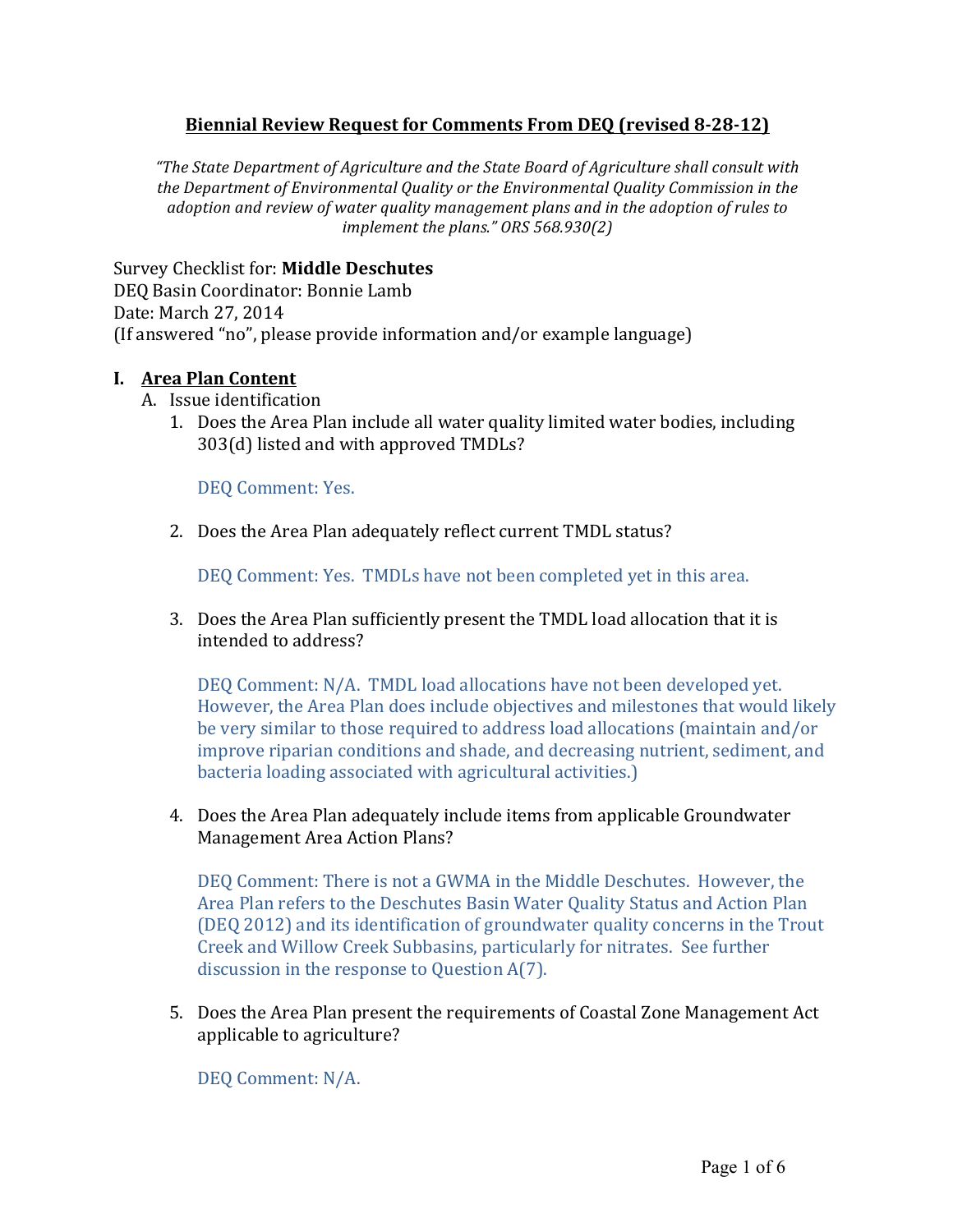# Biennial Review Request for Comments From DEQ (revised 8-28-12)

*"The State Department of Agriculture and the State Board of Agriculture shall consult with the Department of Environmental Quality or the Environmental Quality Commission in the adoption and review of water quality management plans and in the adoption of rules to implement the plans." ORS 568.930(2)*

Survey Checklist for: **Middle Deschutes**
DEQ Basin Coordinator: Bonnie Lamb
Date: March 27, 2014
(If answered "no", please provide information and/or example language)

## I. Area Plan Content

A. Issue identification

1. Does the Area Plan include all water quality limited water bodies, including 303(d) listed and with approved TMDLs?

   DEQ Comment: Yes.

2. Does the Area Plan adequately reflect current TMDL status?

   DEQ Comment: Yes. TMDLs have not been completed yet in this area.

3. Does the Area Plan sufficiently present the TMDL load allocation that it is intended to address?

   DEQ Comment: N/A. TMDL load allocations have not been developed yet. However, the Area Plan does include objectives and milestones that would likely be very similar to those required to address load allocations (maintain and/or improve riparian conditions and shade, and decreasing nutrient, sediment, and bacteria loading associated with agricultural activities.)

4. Does the Area Plan adequately include items from applicable Groundwater Management Area Action Plans?

   DEQ Comment: There is not a GWMA in the Middle Deschutes. However, the Area Plan refers to the Deschutes Basin Water Quality Status and Action Plan (DEQ 2012) and its identification of groundwater quality concerns in the Trout Creek and Willow Creek Subbasins, particularly for nitrates. See further discussion in the response to Question A(7).

5. Does the Area Plan present the requirements of Coastal Zone Management Act applicable to agriculture?

   DEQ Comment: N/A.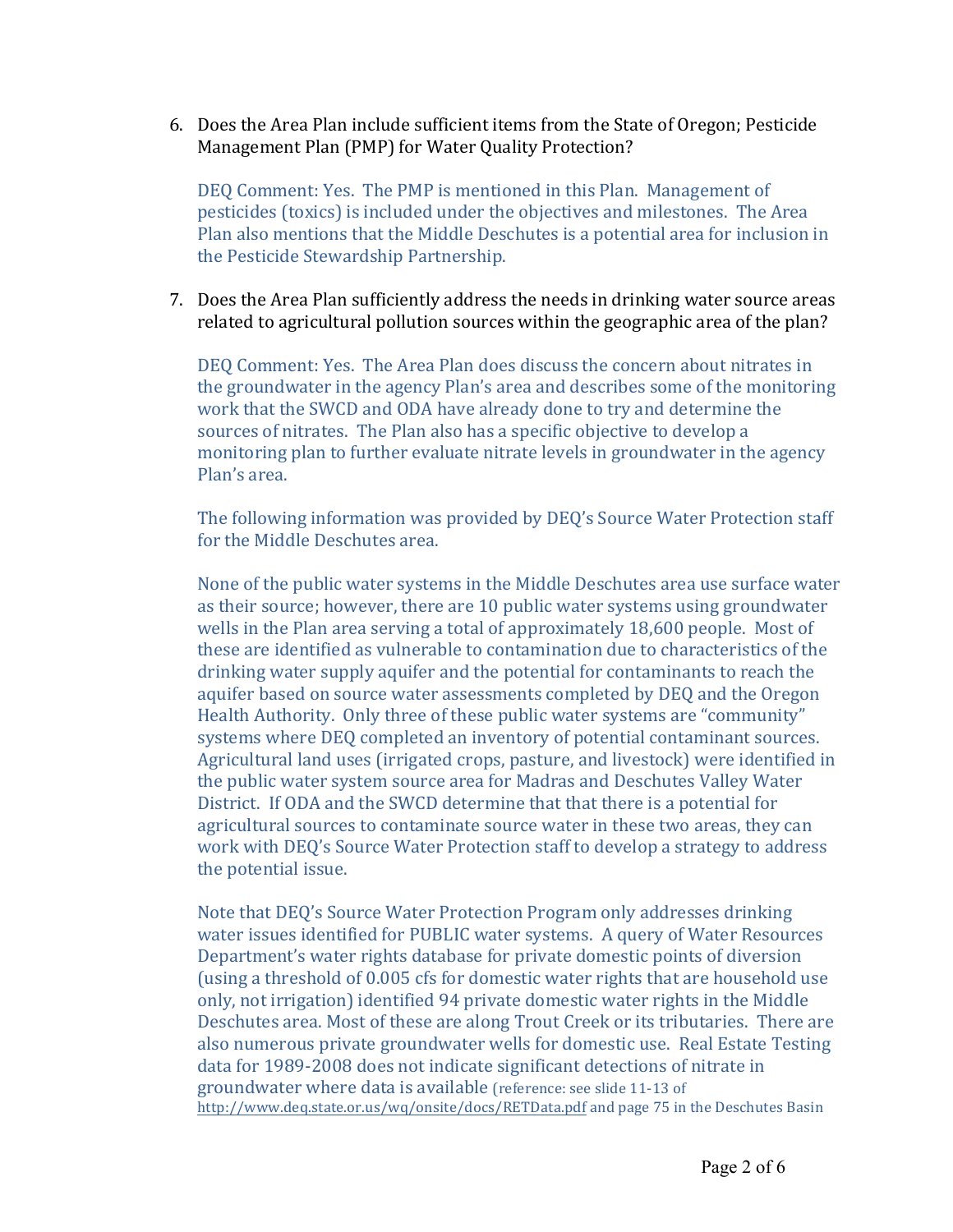6. Does the Area Plan include sufficient items from the State of Oregon; Pesticide Management Plan (PMP) for Water Quality Protection?

   DEQ Comment: Yes. The PMP is mentioned in this Plan. Management of pesticides (toxics) is included under the objectives and milestones. The Area Plan also mentions that the Middle Deschutes is a potential area for inclusion in the Pesticide Stewardship Partnership.

7. Does the Area Plan sufficiently address the needs in drinking water source areas related to agricultural pollution sources within the geographic area of the plan?

   DEQ Comment: Yes. The Area Plan does discuss the concern about nitrates in the groundwater in the agency Plan's area and describes some of the monitoring work that the SWCD and ODA have already done to try and determine the sources of nitrates. The Plan also has a specific objective to develop a monitoring plan to further evaluate nitrate levels in groundwater in the agency Plan's area.

   The following information was provided by DEQ's Source Water Protection staff for the Middle Deschutes area.

   None of the public water systems in the Middle Deschutes area use surface water as their source; however, there are 10 public water systems using groundwater wells in the Plan area serving a total of approximately 18,600 people. Most of these are identified as vulnerable to contamination due to characteristics of the drinking water supply aquifer and the potential for contaminants to reach the aquifer based on source water assessments completed by DEQ and the Oregon Health Authority. Only three of these public water systems are "community" systems where DEQ completed an inventory of potential contaminant sources. Agricultural land uses (irrigated crops, pasture, and livestock) were identified in the public water system source area for Madras and Deschutes Valley Water District. If ODA and the SWCD determine that that there is a potential for agricultural sources to contaminate source water in these two areas, they can work with DEQ's Source Water Protection staff to develop a strategy to address the potential issue.

   Note that DEQ's Source Water Protection Program only addresses drinking water issues identified for PUBLIC water systems. A query of Water Resources Department's water rights database for private domestic points of diversion (using a threshold of 0.005 cfs for domestic water rights that are household use only, not irrigation) identified 94 private domestic water rights in the Middle Deschutes area. Most of these are along Trout Creek or its tributaries. There are also numerous private groundwater wells for domestic use. Real Estate Testing data for 1989-2008 does not indicate significant detections of nitrate in groundwater where data is available (reference: see slide 11-13 of http://www.deq.state.or.us/wq/onsite/docs/RETData.pdf and page 75 in the Deschutes Basin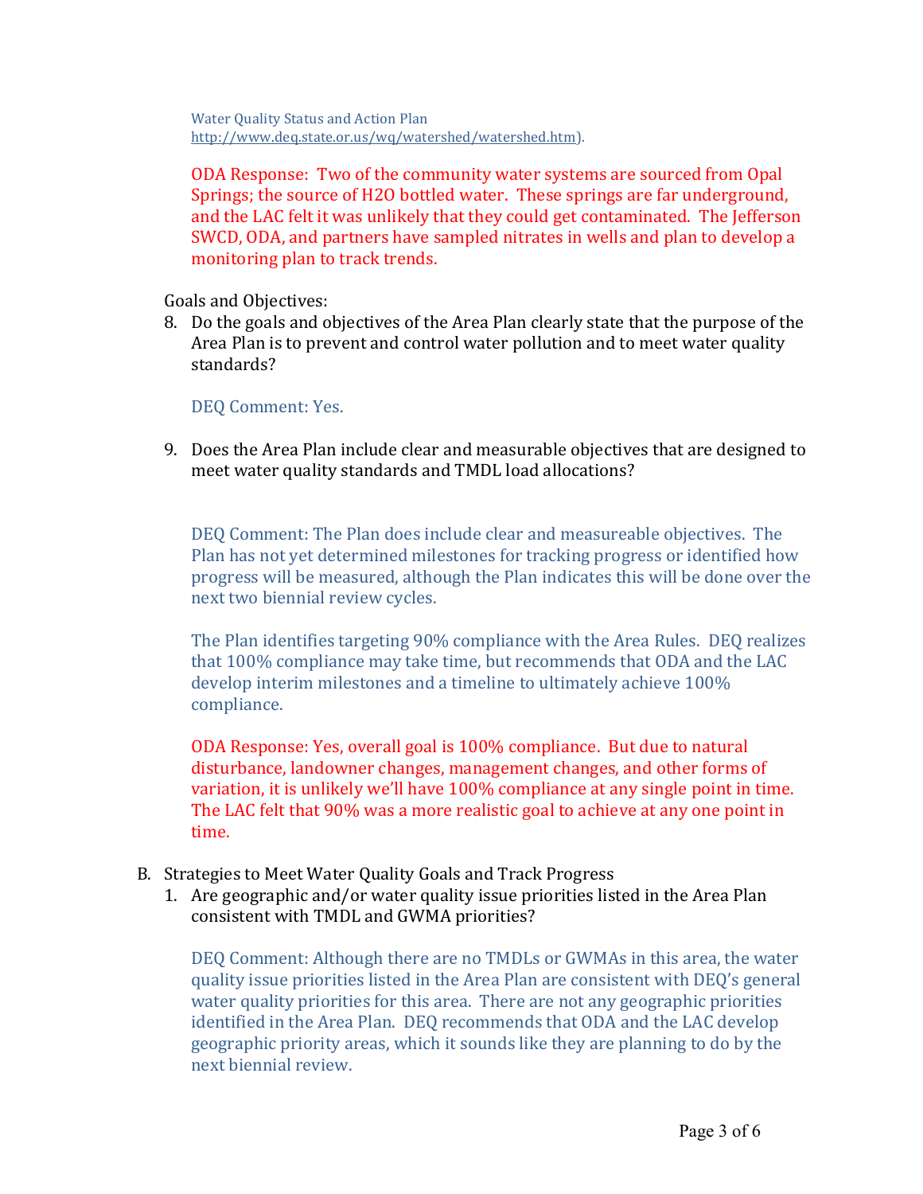Water Quality Status and Action Plan
http://www.deq.state.or.us/wq/watershed/watershed.htm).

ODA Response: Two of the community water systems are sourced from Opal Springs; the source of H2O bottled water. These springs are far underground, and the LAC felt it was unlikely that they could get contaminated. The Jefferson SWCD, ODA, and partners have sampled nitrates in wells and plan to develop a monitoring plan to track trends.

Goals and Objectives:

8. Do the goals and objectives of the Area Plan clearly state that the purpose of the Area Plan is to prevent and control water pollution and to meet water quality standards?

   DEQ Comment: Yes.

9. Does the Area Plan include clear and measurable objectives that are designed to meet water quality standards and TMDL load allocations?

   DEQ Comment: The Plan does include clear and measureable objectives. The Plan has not yet determined milestones for tracking progress or identified how progress will be measured, although the Plan indicates this will be done over the next two biennial review cycles.

   The Plan identifies targeting 90% compliance with the Area Rules. DEQ realizes that 100% compliance may take time, but recommends that ODA and the LAC develop interim milestones and a timeline to ultimately achieve 100% compliance.

   ODA Response: Yes, overall goal is 100% compliance. But due to natural disturbance, landowner changes, management changes, and other forms of variation, it is unlikely we'll have 100% compliance at any single point in time. The LAC felt that 90% was a more realistic goal to achieve at any one point in time.

B. Strategies to Meet Water Quality Goals and Track Progress

1. Are geographic and/or water quality issue priorities listed in the Area Plan consistent with TMDL and GWMA priorities?

   DEQ Comment: Although there are no TMDLs or GWMAs in this area, the water quality issue priorities listed in the Area Plan are consistent with DEQ's general water quality priorities for this area. There are not any geographic priorities identified in the Area Plan. DEQ recommends that ODA and the LAC develop geographic priority areas, which it sounds like they are planning to do by the next biennial review.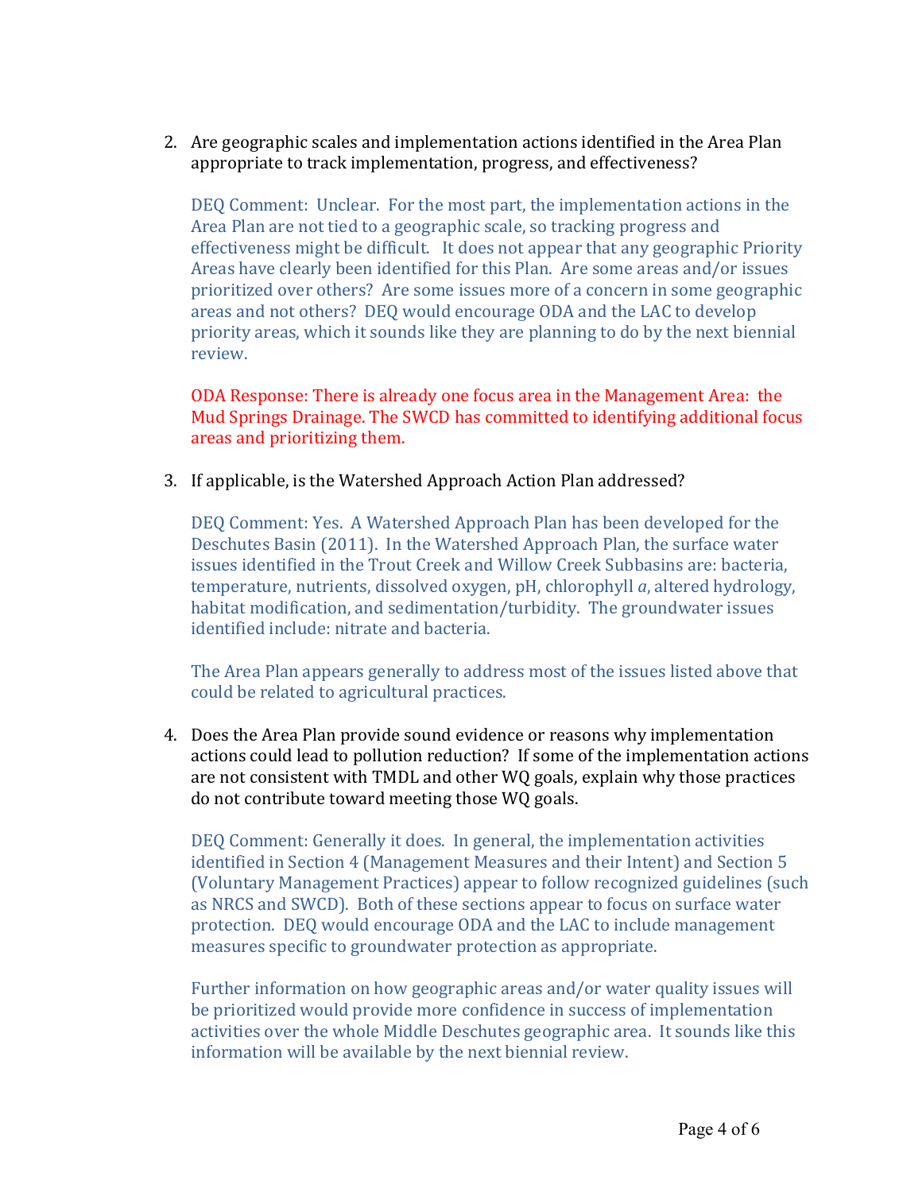2. Are geographic scales and implementation actions identified in the Area Plan appropriate to track implementation, progress, and effectiveness?

   DEQ Comment: Unclear. For the most part, the implementation actions in the Area Plan are not tied to a geographic scale, so tracking progress and effectiveness might be difficult. It does not appear that any geographic Priority Areas have clearly been identified for this Plan. Are some areas and/or issues prioritized over others? Are some issues more of a concern in some geographic areas and not others? DEQ would encourage ODA and the LAC to develop priority areas, which it sounds like they are planning to do by the next biennial review.

   ODA Response: There is already one focus area in the Management Area: the Mud Springs Drainage. The SWCD has committed to identifying additional focus areas and prioritizing them.

3. If applicable, is the Watershed Approach Action Plan addressed?

   DEQ Comment: Yes. A Watershed Approach Plan has been developed for the Deschutes Basin (2011). In the Watershed Approach Plan, the surface water issues identified in the Trout Creek and Willow Creek Subbasins are: bacteria, temperature, nutrients, dissolved oxygen, pH, chlorophyll *a*, altered hydrology, habitat modification, and sedimentation/turbidity. The groundwater issues identified include: nitrate and bacteria.

   The Area Plan appears generally to address most of the issues listed above that could be related to agricultural practices.

4. Does the Area Plan provide sound evidence or reasons why implementation actions could lead to pollution reduction? If some of the implementation actions are not consistent with TMDL and other WQ goals, explain why those practices do not contribute toward meeting those WQ goals.

   DEQ Comment: Generally it does. In general, the implementation activities identified in Section 4 (Management Measures and their Intent) and Section 5 (Voluntary Management Practices) appear to follow recognized guidelines (such as NRCS and SWCD). Both of these sections appear to focus on surface water protection. DEQ would encourage ODA and the LAC to include management measures specific to groundwater protection as appropriate.

   Further information on how geographic areas and/or water quality issues will be prioritized would provide more confidence in success of implementation activities over the whole Middle Deschutes geographic area. It sounds like this information will be available by the next biennial review.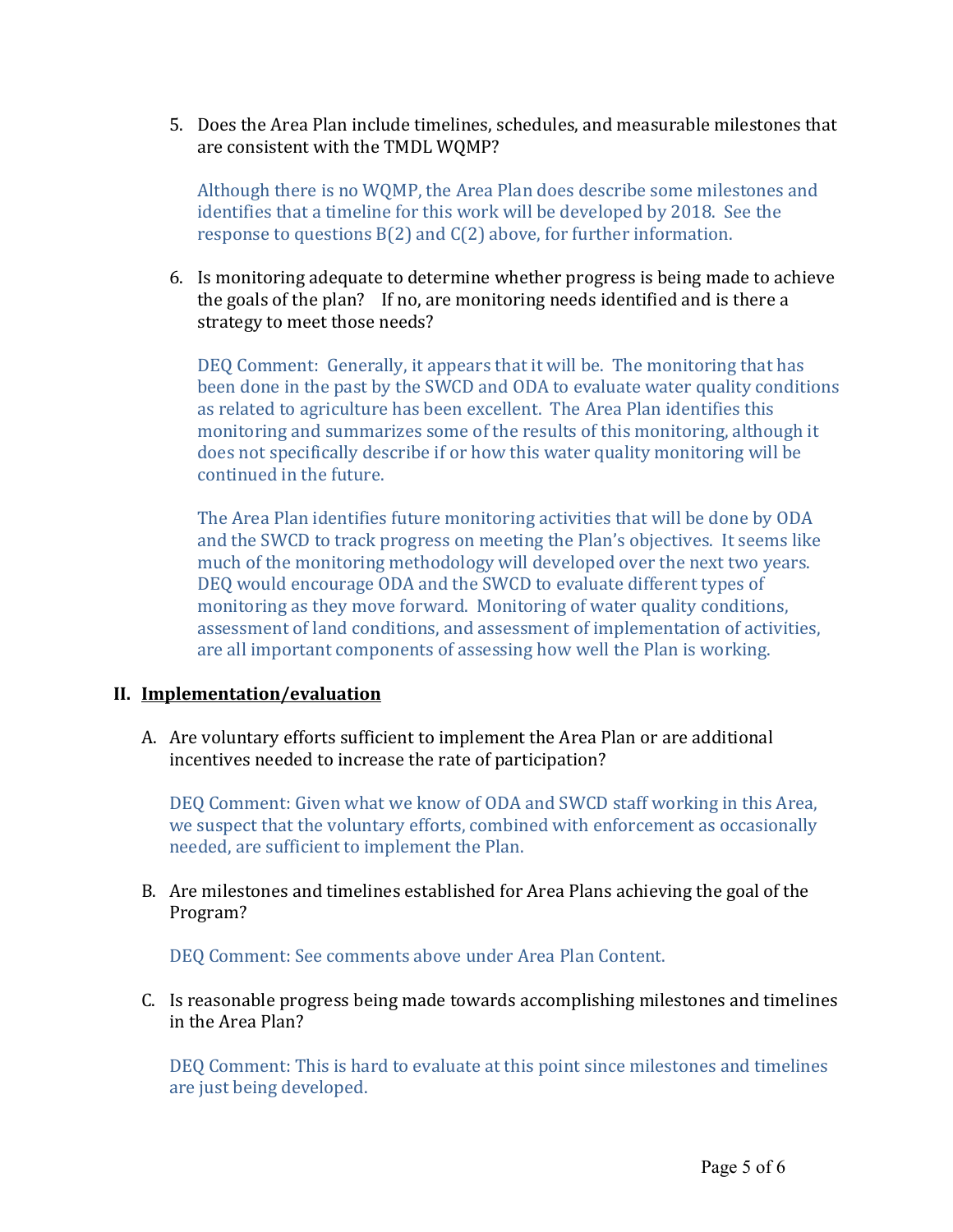5. Does the Area Plan include timelines, schedules, and measurable milestones that are consistent with the TMDL WQMP?

   Although there is no WQMP, the Area Plan does describe some milestones and identifies that a timeline for this work will be developed by 2018. See the response to questions B(2) and C(2) above, for further information.

6. Is monitoring adequate to determine whether progress is being made to achieve the goals of the plan? If no, are monitoring needs identified and is there a strategy to meet those needs?

   DEQ Comment: Generally, it appears that it will be. The monitoring that has been done in the past by the SWCD and ODA to evaluate water quality conditions as related to agriculture has been excellent. The Area Plan identifies this monitoring and summarizes some of the results of this monitoring, although it does not specifically describe if or how this water quality monitoring will be continued in the future.

   The Area Plan identifies future monitoring activities that will be done by ODA and the SWCD to track progress on meeting the Plan's objectives. It seems like much of the monitoring methodology will developed over the next two years. DEQ would encourage ODA and the SWCD to evaluate different types of monitoring as they move forward. Monitoring of water quality conditions, assessment of land conditions, and assessment of implementation of activities, are all important components of assessing how well the Plan is working.

## II. Implementation/evaluation

A. Are voluntary efforts sufficient to implement the Area Plan or are additional incentives needed to increase the rate of participation?

   DEQ Comment: Given what we know of ODA and SWCD staff working in this Area, we suspect that the voluntary efforts, combined with enforcement as occasionally needed, are sufficient to implement the Plan.

B. Are milestones and timelines established for Area Plans achieving the goal of the Program?

   DEQ Comment: See comments above under Area Plan Content.

C. Is reasonable progress being made towards accomplishing milestones and timelines in the Area Plan?

   DEQ Comment: This is hard to evaluate at this point since milestones and timelines are just being developed.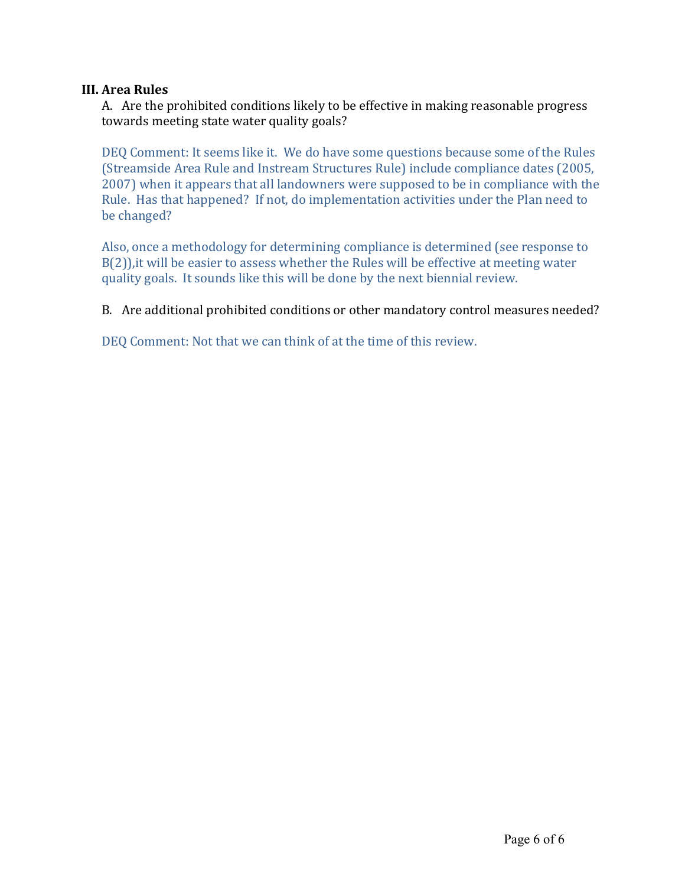## III. Area Rules

A. Are the prohibited conditions likely to be effective in making reasonable progress towards meeting state water quality goals?

DEQ Comment: It seems like it. We do have some questions because some of the Rules (Streamside Area Rule and Instream Structures Rule) include compliance dates (2005, 2007) when it appears that all landowners were supposed to be in compliance with the Rule. Has that happened? If not, do implementation activities under the Plan need to be changed?

Also, once a methodology for determining compliance is determined (see response to B(2)),it will be easier to assess whether the Rules will be effective at meeting water quality goals. It sounds like this will be done by the next biennial review.

B. Are additional prohibited conditions or other mandatory control measures needed?

DEQ Comment: Not that we can think of at the time of this review.